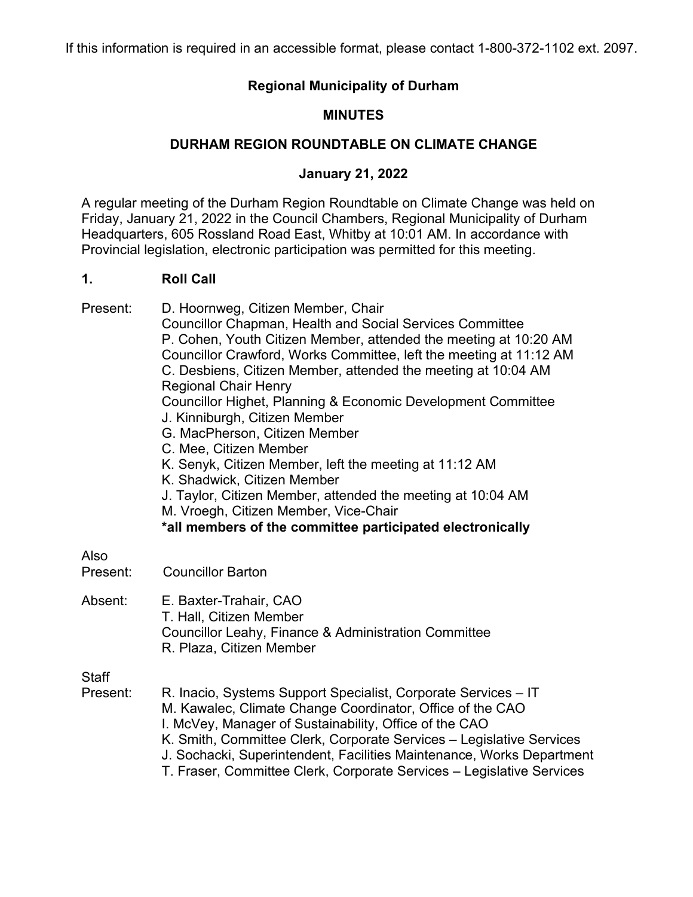If this information is required in an accessible format, please contact 1-800-372-1102 ext. 2097.

# Regional Municipality of Durham

## MINUTES

## DURHAM REGION ROUNDTABLE ON CLIMATE CHANGE

### January 21, 2022

A regular meeting of the Durham Region Roundtable on Climate Change was held on Friday, January 21, 2022 in the Council Chambers, Regional Municipality of Durham Headquarters, 605 Rossland Road East, Whitby at 10:01 AM. In accordance with Provincial legislation, electronic participation was permitted for this meeting.

## 1. Roll Call

Present:
D. Hoornweg, Citizen Member, Chair
Councillor Chapman, Health and Social Services Committee
P. Cohen, Youth Citizen Member, attended the meeting at 10:20 AM
Councillor Crawford, Works Committee, left the meeting at 11:12 AM
C. Desbiens, Citizen Member, attended the meeting at 10:04 AM
Regional Chair Henry
Councillor Highet, Planning & Economic Development Committee
J. Kinniburgh, Citizen Member
G. MacPherson, Citizen Member
C. Mee, Citizen Member
K. Senyk, Citizen Member, left the meeting at 11:12 AM
K. Shadwick, Citizen Member
J. Taylor, Citizen Member, attended the meeting at 10:04 AM
M. Vroegh, Citizen Member, Vice-Chair
**\*all members of the committee participated electronically**

Also Present:
Councillor Barton

Absent:
E. Baxter-Trahair, CAO
T. Hall, Citizen Member
Councillor Leahy, Finance & Administration Committee
R. Plaza, Citizen Member

Staff Present:
R. Inacio, Systems Support Specialist, Corporate Services – IT
M. Kawalec, Climate Change Coordinator, Office of the CAO
I. McVey, Manager of Sustainability, Office of the CAO
K. Smith, Committee Clerk, Corporate Services – Legislative Services
J. Sochacki, Superintendent, Facilities Maintenance, Works Department
T. Fraser, Committee Clerk, Corporate Services – Legislative Services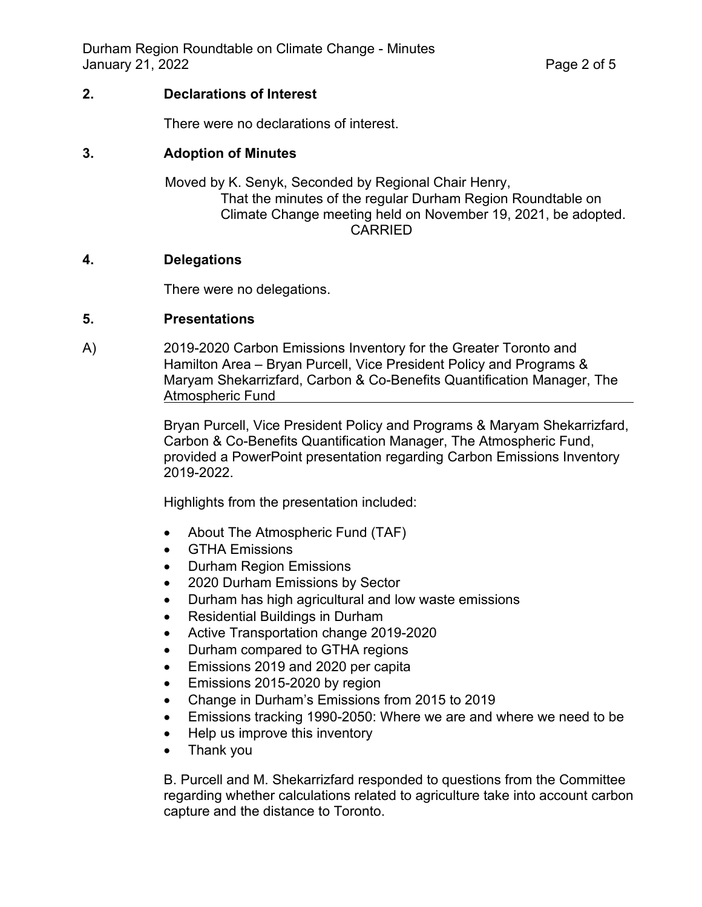## 2. Declarations of Interest

There were no declarations of interest.

## 3. Adoption of Minutes

Moved by K. Senyk, Seconded by Regional Chair Henry,
That the minutes of the regular Durham Region Roundtable on Climate Change meeting held on November 19, 2021, be adopted.
CARRIED

## 4. Delegations

There were no delegations.

## 5. Presentations

A) <u>2019-2020 Carbon Emissions Inventory for the Greater Toronto and Hamilton Area – Bryan Purcell, Vice President Policy and Programs & Maryam Shekarrizfard, Carbon & Co-Benefits Quantification Manager, The Atmospheric Fund</u>

Bryan Purcell, Vice President Policy and Programs & Maryam Shekarrizfard, Carbon & Co-Benefits Quantification Manager, The Atmospheric Fund, provided a PowerPoint presentation regarding Carbon Emissions Inventory 2019-2022.

Highlights from the presentation included:

- About The Atmospheric Fund (TAF)
- GTHA Emissions
- Durham Region Emissions
- 2020 Durham Emissions by Sector
- Durham has high agricultural and low waste emissions
- Residential Buildings in Durham
- Active Transportation change 2019-2020
- Durham compared to GTHA regions
- Emissions 2019 and 2020 per capita
- Emissions 2015-2020 by region
- Change in Durham's Emissions from 2015 to 2019
- Emissions tracking 1990-2050: Where we are and where we need to be
- Help us improve this inventory
- Thank you

B. Purcell and M. Shekarrizfard responded to questions from the Committee regarding whether calculations related to agriculture take into account carbon capture and the distance to Toronto.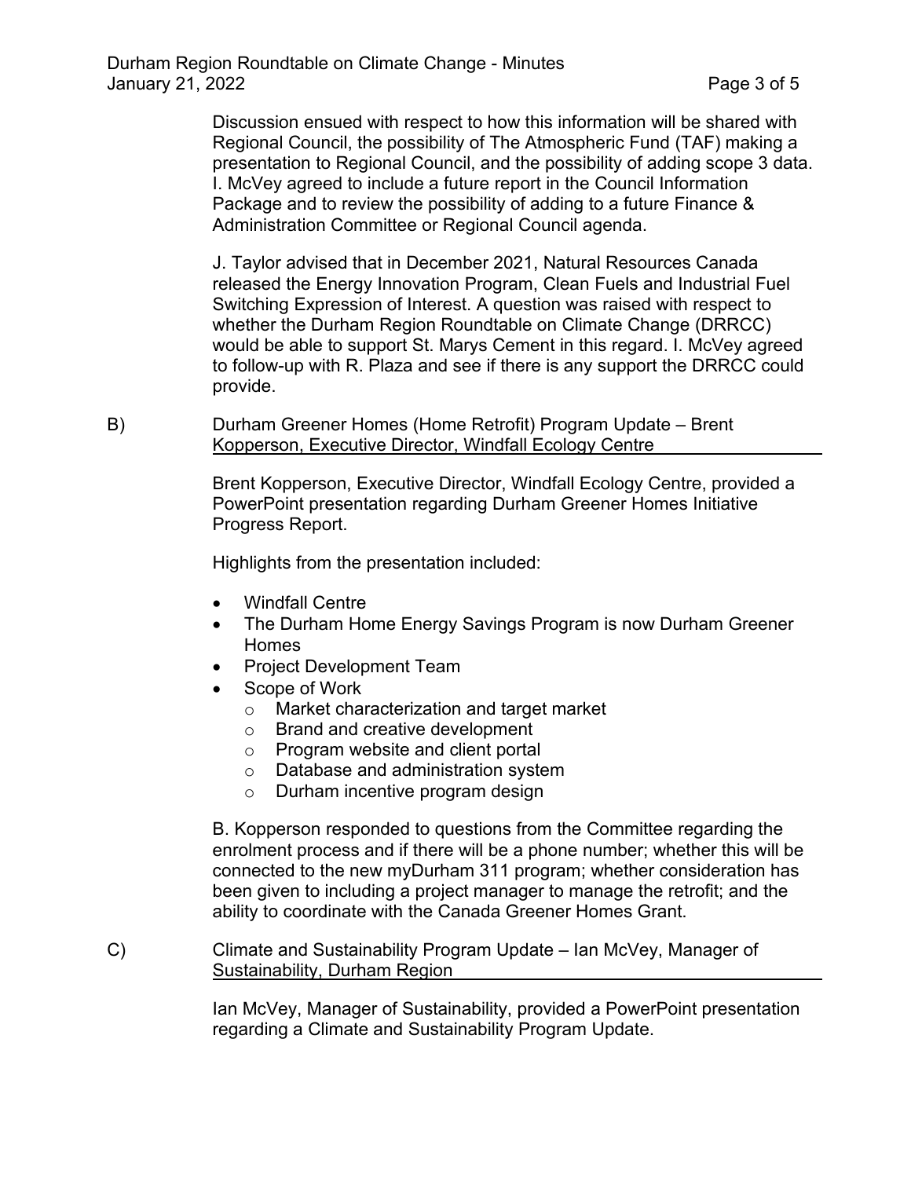Discussion ensued with respect to how this information will be shared with Regional Council, the possibility of The Atmospheric Fund (TAF) making a presentation to Regional Council, and the possibility of adding scope 3 data. I. McVey agreed to include a future report in the Council Information Package and to review the possibility of adding to a future Finance & Administration Committee or Regional Council agenda.

J. Taylor advised that in December 2021, Natural Resources Canada released the Energy Innovation Program, Clean Fuels and Industrial Fuel Switching Expression of Interest. A question was raised with respect to whether the Durham Region Roundtable on Climate Change (DRRCC) would be able to support St. Marys Cement in this regard. I. McVey agreed to follow-up with R. Plaza and see if there is any support the DRRCC could provide.

B) Durham Greener Homes (Home Retrofit) Program Update – Brent Kopperson, Executive Director, Windfall Ecology Centre

Brent Kopperson, Executive Director, Windfall Ecology Centre, provided a PowerPoint presentation regarding Durham Greener Homes Initiative Progress Report.

Highlights from the presentation included:

- Windfall Centre
- The Durham Home Energy Savings Program is now Durham Greener Homes
- Project Development Team
- Scope of Work
  - Market characterization and target market
  - Brand and creative development
  - Program website and client portal
  - Database and administration system
  - Durham incentive program design

B. Kopperson responded to questions from the Committee regarding the enrolment process and if there will be a phone number; whether this will be connected to the new myDurham 311 program; whether consideration has been given to including a project manager to manage the retrofit; and the ability to coordinate with the Canada Greener Homes Grant.

C) Climate and Sustainability Program Update – Ian McVey, Manager of Sustainability, Durham Region

Ian McVey, Manager of Sustainability, provided a PowerPoint presentation regarding a Climate and Sustainability Program Update.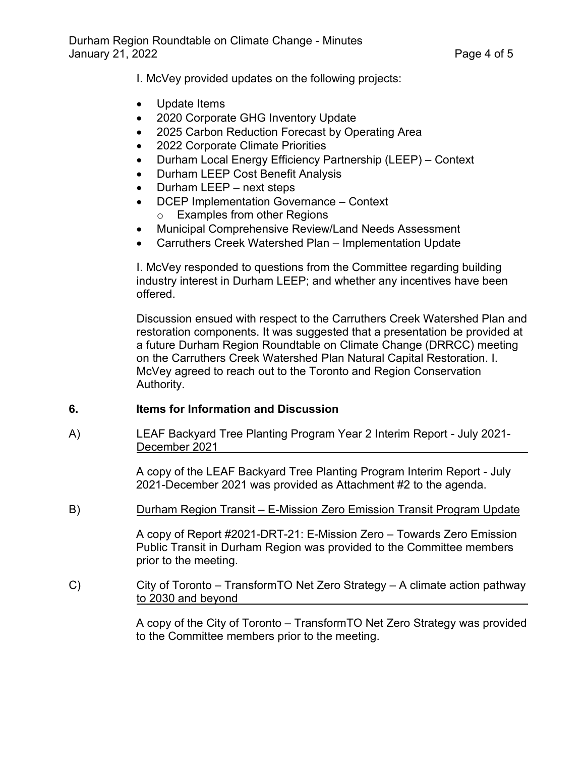I. McVey provided updates on the following projects:

- Update Items
- 2020 Corporate GHG Inventory Update
- 2025 Carbon Reduction Forecast by Operating Area
- 2022 Corporate Climate Priorities
- Durham Local Energy Efficiency Partnership (LEEP) – Context
- Durham LEEP Cost Benefit Analysis
- Durham LEEP – next steps
- DCEP Implementation Governance – Context
    - Examples from other Regions
- Municipal Comprehensive Review/Land Needs Assessment
- Carruthers Creek Watershed Plan – Implementation Update

I. McVey responded to questions from the Committee regarding building industry interest in Durham LEEP; and whether any incentives have been offered.

Discussion ensued with respect to the Carruthers Creek Watershed Plan and restoration components. It was suggested that a presentation be provided at a future Durham Region Roundtable on Climate Change (DRRCC) meeting on the Carruthers Creek Watershed Plan Natural Capital Restoration. I. McVey agreed to reach out to the Toronto and Region Conservation Authority.

## 6. Items for Information and Discussion

A) LEAF Backyard Tree Planting Program Year 2 Interim Report - July 2021-December 2021

A copy of the LEAF Backyard Tree Planting Program Interim Report - July 2021-December 2021 was provided as Attachment #2 to the agenda.

B) Durham Region Transit – E-Mission Zero Emission Transit Program Update

A copy of Report #2021-DRT-21: E-Mission Zero – Towards Zero Emission Public Transit in Durham Region was provided to the Committee members prior to the meeting.

C) City of Toronto – TransformTO Net Zero Strategy – A climate action pathway to 2030 and beyond

A copy of the City of Toronto – TransformTO Net Zero Strategy was provided to the Committee members prior to the meeting.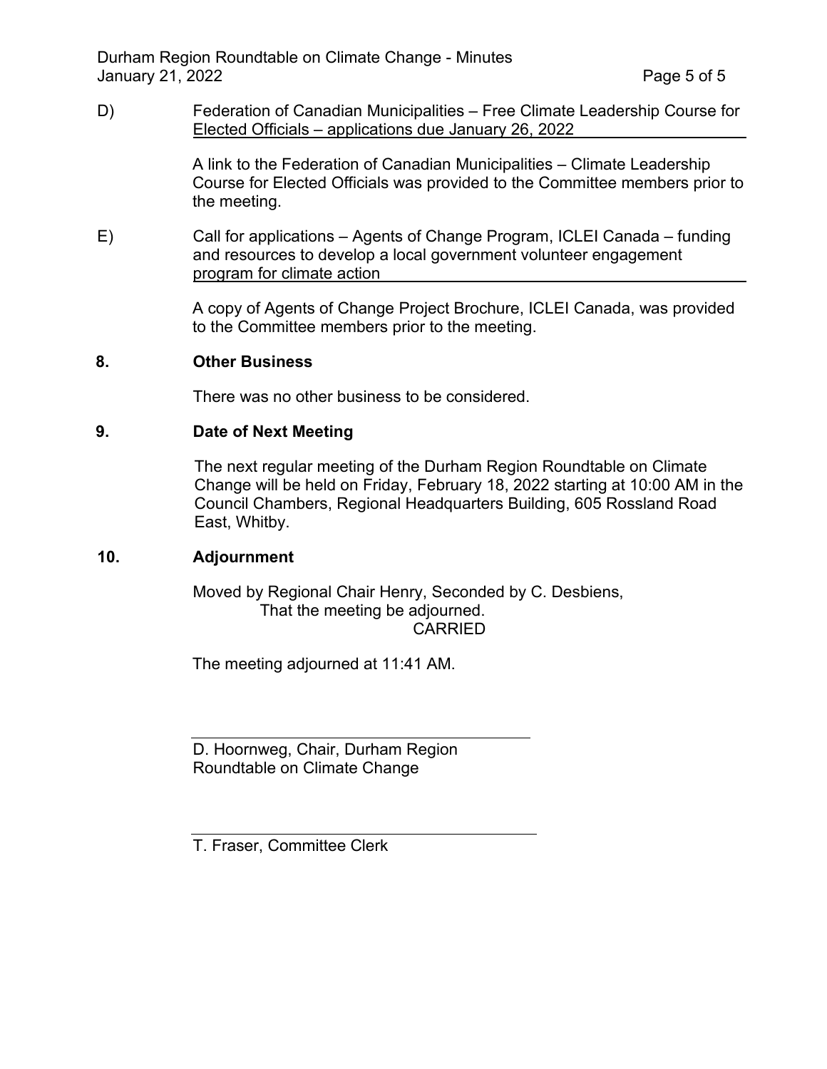D) Federation of Canadian Municipalities – Free Climate Leadership Course for Elected Officials – applications due January 26, 2022

A link to the Federation of Canadian Municipalities – Climate Leadership Course for Elected Officials was provided to the Committee members prior to the meeting.

E) Call for applications – Agents of Change Program, ICLEI Canada – funding and resources to develop a local government volunteer engagement program for climate action

A copy of Agents of Change Project Brochure, ICLEI Canada, was provided to the Committee members prior to the meeting.

## 8. Other Business

There was no other business to be considered.

## 9. Date of Next Meeting

The next regular meeting of the Durham Region Roundtable on Climate Change will be held on Friday, February 18, 2022 starting at 10:00 AM in the Council Chambers, Regional Headquarters Building, 605 Rossland Road East, Whitby.

## 10. Adjournment

Moved by Regional Chair Henry, Seconded by C. Desbiens,
That the meeting be adjourned.
CARRIED

The meeting adjourned at 11:41 AM.

D. Hoornweg, Chair, Durham Region Roundtable on Climate Change

T. Fraser, Committee Clerk